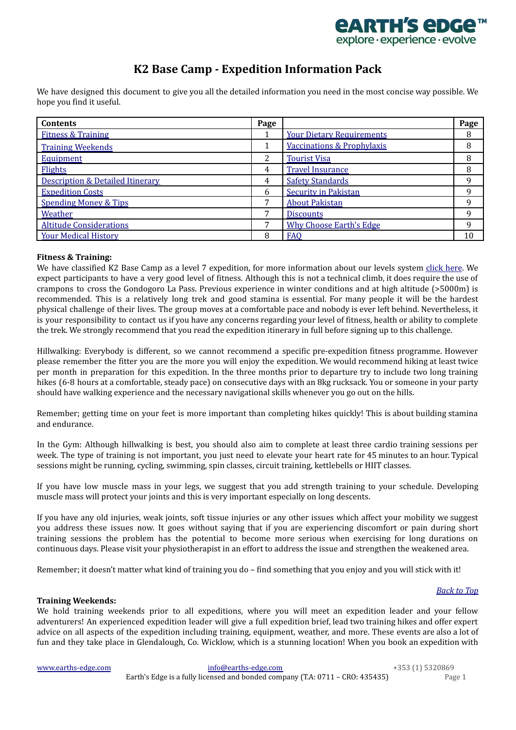# K2 Base Camp - Expedition Information Pack

We have designed this document to give you all the detailed information you need in the most concise way possible. We hope you find it useful.

| Contents | Page | | Page |
|---|---|---|---|
| Fitness & Training | 1 | Your Dietary Requirements | 8 |
| Training Weekends | 1 | Vaccinations & Prophylaxis | 8 |
| Equipment | 2 | Tourist Visa | 8 |
| Flights | 4 | Travel Insurance | 8 |
| Description & Detailed Itinerary | 4 | Safety Standards | 9 |
| Expedition Costs | 6 | Security in Pakistan | 9 |
| Spending Money & Tips | 7 | About Pakistan | 9 |
| Weather | 7 | Discounts | 9 |
| Altitude Considerations | 7 | Why Choose Earth's Edge | 9 |
| Your Medical History | 8 | FAQ | 10 |

**Fitness & Training:**

We have classified K2 Base Camp as a level 7 expedition, for more information about our levels system click here. We expect participants to have a very good level of fitness. Although this is not a technical climb, it does require the use of crampons to cross the Gondogoro La Pass. Previous experience in winter conditions and at high altitude (>5000m) is recommended. This is a relatively long trek and good stamina is essential. For many people it will be the hardest physical challenge of their lives. The group moves at a comfortable pace and nobody is ever left behind. Nevertheless, it is your responsibility to contact us if you have any concerns regarding your level of fitness, health or ability to complete the trek. We strongly recommend that you read the expedition itinerary in full before signing up to this challenge.

Hillwalking: Everybody is different, so we cannot recommend a specific pre-expedition fitness programme. However please remember the fitter you are the more you will enjoy the expedition. We would recommend hiking at least twice per month in preparation for this expedition. In the three months prior to departure try to include two long training hikes (6-8 hours at a comfortable, steady pace) on consecutive days with an 8kg rucksack. You or someone in your party should have walking experience and the necessary navigational skills whenever you go out on the hills.

Remember; getting time on your feet is more important than completing hikes quickly! This is about building stamina and endurance.

In the Gym: Although hillwalking is best, you should also aim to complete at least three cardio training sessions per week. The type of training is not important, you just need to elevate your heart rate for 45 minutes to an hour. Typical sessions might be running, cycling, swimming, spin classes, circuit training, kettlebells or HIIT classes.

If you have low muscle mass in your legs, we suggest that you add strength training to your schedule. Developing muscle mass will protect your joints and this is very important especially on long descents.

If you have any old injuries, weak joints, soft tissue injuries or any other issues which affect your mobility we suggest you address these issues now. It goes without saying that if you are experiencing discomfort or pain during short training sessions the problem has the potential to become more serious when exercising for long durations on continuous days. Please visit your physiotherapist in an effort to address the issue and strengthen the weakened area.

Remember; it doesn't matter what kind of training you do – find something that you enjoy and you will stick with it!

*Back to Top*

**Training Weekends:**

We hold training weekends prior to all expeditions, where you will meet an expedition leader and your fellow adventurers! An experienced expedition leader will give a full expedition brief, lead two training hikes and offer expert advice on all aspects of the expedition including training, equipment, weather, and more. These events are also a lot of fun and they take place in Glendalough, Co. Wicklow, which is a stunning location! When you book an expedition with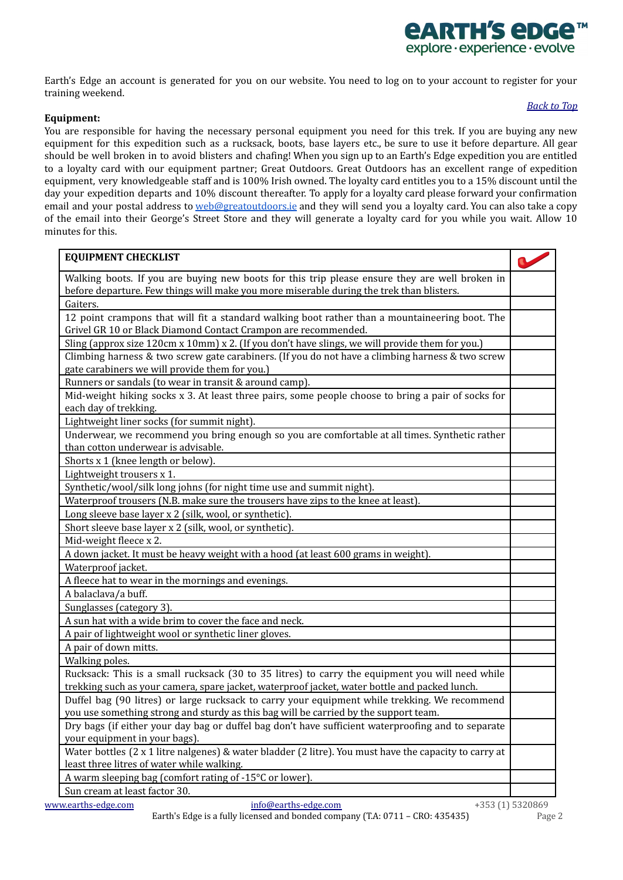Earth's Edge an account is generated for you on our website. You need to log on to your account to register for your training weekend.

*Back to Top*

**Equipment:**

You are responsible for having the necessary personal equipment you need for this trek. If you are buying any new equipment for this expedition such as a rucksack, boots, base layers etc., be sure to use it before departure. All gear should be well broken in to avoid blisters and chafing! When you sign up to an Earth's Edge expedition you are entitled to a loyalty card with our equipment partner; Great Outdoors. Great Outdoors has an excellent range of expedition equipment, very knowledgeable staff and is 100% Irish owned. The loyalty card entitles you to a 15% discount until the day your expedition departs and 10% discount thereafter. To apply for a loyalty card please forward your confirmation email and your postal address to web@greatoutdoors.ie and they will send you a loyalty card. You can also take a copy of the email into their George's Street Store and they will generate a loyalty card for you while you wait. Allow 10 minutes for this.

| **EQUIPMENT CHECKLIST** | ✔ |
|---|---|
| Walking boots. If you are buying new boots for this trip please ensure they are well broken in before departure. Few things will make you more miserable during the trek than blisters. | |
| Gaiters. | |
| 12 point crampons that will fit a standard walking boot rather than a mountaineering boot. The Grivel GR 10 or Black Diamond Contact Crampon are recommended. | |
| Sling (approx size 120cm x 10mm) x 2. (If you don't have slings, we will provide them for you.) | |
| Climbing harness & two screw gate carabiners. (If you do not have a climbing harness & two screw gate carabiners we will provide them for you.) | |
| Runners or sandals (to wear in transit & around camp). | |
| Mid-weight hiking socks x 3. At least three pairs, some people choose to bring a pair of socks for each day of trekking. | |
| Lightweight liner socks (for summit night). | |
| Underwear, we recommend you bring enough so you are comfortable at all times. Synthetic rather than cotton underwear is advisable. | |
| Shorts x 1 (knee length or below). | |
| Lightweight trousers x 1. | |
| Synthetic/wool/silk long johns (for night time use and summit night). | |
| Waterproof trousers (N.B. make sure the trousers have zips to the knee at least). | |
| Long sleeve base layer x 2 (silk, wool, or synthetic). | |
| Short sleeve base layer x 2 (silk, wool, or synthetic). | |
| Mid-weight fleece x 2. | |
| A down jacket. It must be heavy weight with a hood (at least 600 grams in weight). | |
| Waterproof jacket. | |
| A fleece hat to wear in the mornings and evenings. | |
| A balaclava/a buff. | |
| Sunglasses (category 3). | |
| A sun hat with a wide brim to cover the face and neck. | |
| A pair of lightweight wool or synthetic liner gloves. | |
| A pair of down mitts. | |
| Walking poles. | |
| Rucksack: This is a small rucksack (30 to 35 litres) to carry the equipment you will need while trekking such as your camera, spare jacket, waterproof jacket, water bottle and packed lunch. | |
| Duffel bag (90 litres) or large rucksack to carry your equipment while trekking. We recommend you use something strong and sturdy as this bag will be carried by the support team. | |
| Dry bags (if either your day bag or duffel bag don't have sufficient waterproofing and to separate your equipment in your bags). | |
| Water bottles (2 x 1 litre nalgenes) & water bladder (2 litre). You must have the capacity to carry at least three litres of water while walking. | |
| A warm sleeping bag (comfort rating of -15°C or lower). | |
| Sun cream at least factor 30. | |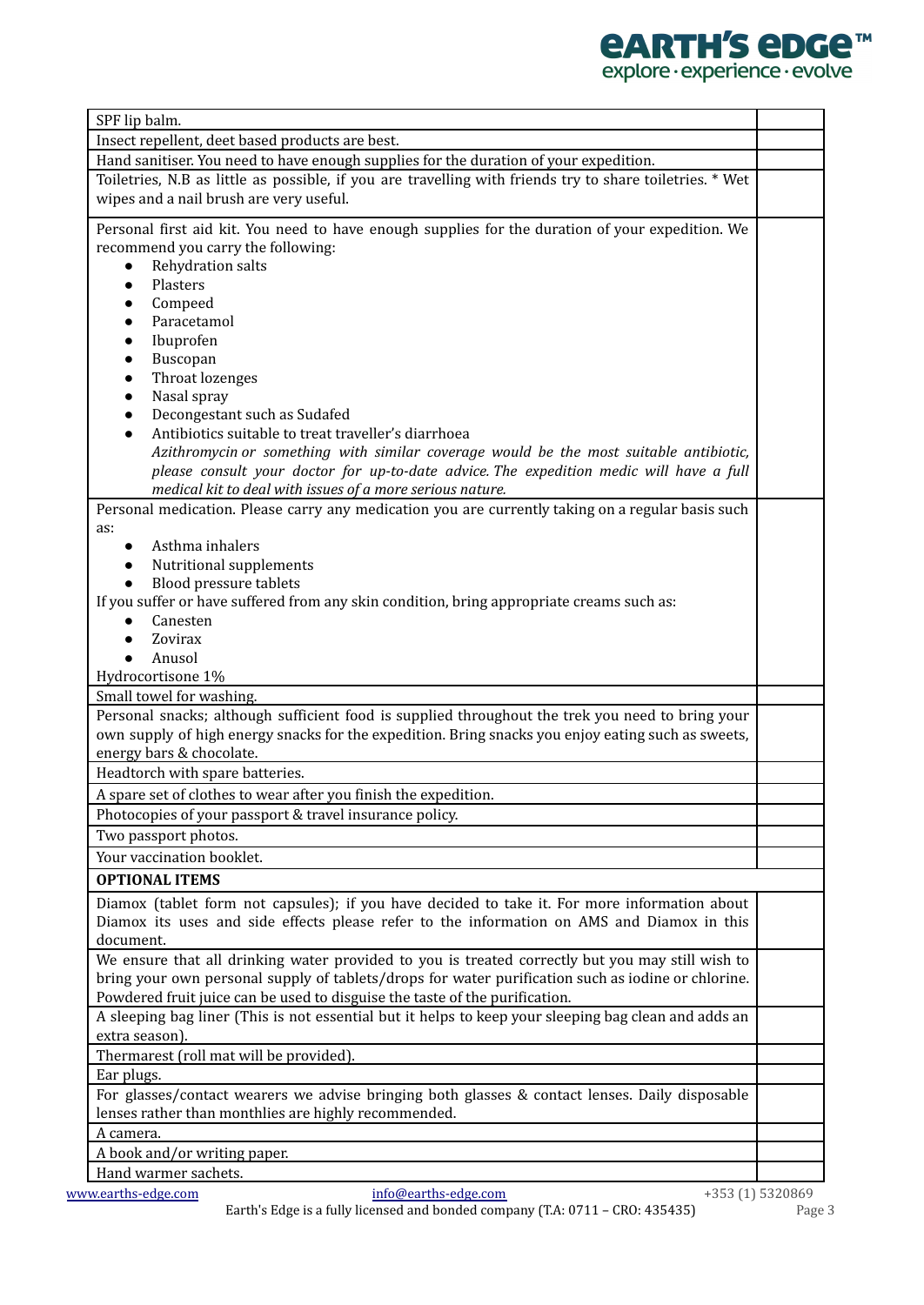| | |
|---|---|
| SPF lip balm. | |
| Insect repellent, deet based products are best. | |
| Hand sanitiser. You need to have enough supplies for the duration of your expedition. | |
| Toiletries, N.B as little as possible, if you are travelling with friends try to share toiletries. * Wet wipes and a nail brush are very useful. | |
| Personal first aid kit. You need to have enough supplies for the duration of your expedition. We recommend you carry the following: <br>● Rehydration salts <br>● Plasters <br>● Compeed <br>● Paracetamol <br>● Ibuprofen <br>● Buscopan <br>● Throat lozenges <br>● Nasal spray <br>● Decongestant such as Sudafed <br>● Antibiotics suitable to treat traveller's diarrhoea <br>*Azithromycin or something with similar coverage would be the most suitable antibiotic, please consult your doctor for up-to-date advice. The expedition medic will have a full medical kit to deal with issues of a more serious nature.* | |
| Personal medication. Please carry any medication you are currently taking on a regular basis such as: <br>● Asthma inhalers <br>● Nutritional supplements <br>● Blood pressure tablets <br>If you suffer or have suffered from any skin condition, bring appropriate creams such as: <br>● Canesten <br>● Zovirax <br>● Anusol <br>Hydrocortisone 1% | |
| Small towel for washing. | |
| Personal snacks; although sufficient food is supplied throughout the trek you need to bring your own supply of high energy snacks for the expedition. Bring snacks you enjoy eating such as sweets, energy bars & chocolate. | |
| Headtorch with spare batteries. | |
| A spare set of clothes to wear after you finish the expedition. | |
| Photocopies of your passport & travel insurance policy. | |
| Two passport photos. | |
| Your vaccination booklet. | |
| **OPTIONAL ITEMS** | |
| Diamox (tablet form not capsules); if you have decided to take it. For more information about Diamox its uses and side effects please refer to the information on AMS and Diamox in this document. | |
| We ensure that all drinking water provided to you is treated correctly but you may still wish to bring your own personal supply of tablets/drops for water purification such as iodine or chlorine. Powdered fruit juice can be used to disguise the taste of the purification. | |
| A sleeping bag liner (This is not essential but it helps to keep your sleeping bag clean and adds an extra season). | |
| Thermarest (roll mat will be provided). | |
| Ear plugs. | |
| For glasses/contact wearers we advise bringing both glasses & contact lenses. Daily disposable lenses rather than monthlies are highly recommended. | |
| A camera. | |
| A book and/or writing paper. | |
| Hand warmer sachets. | |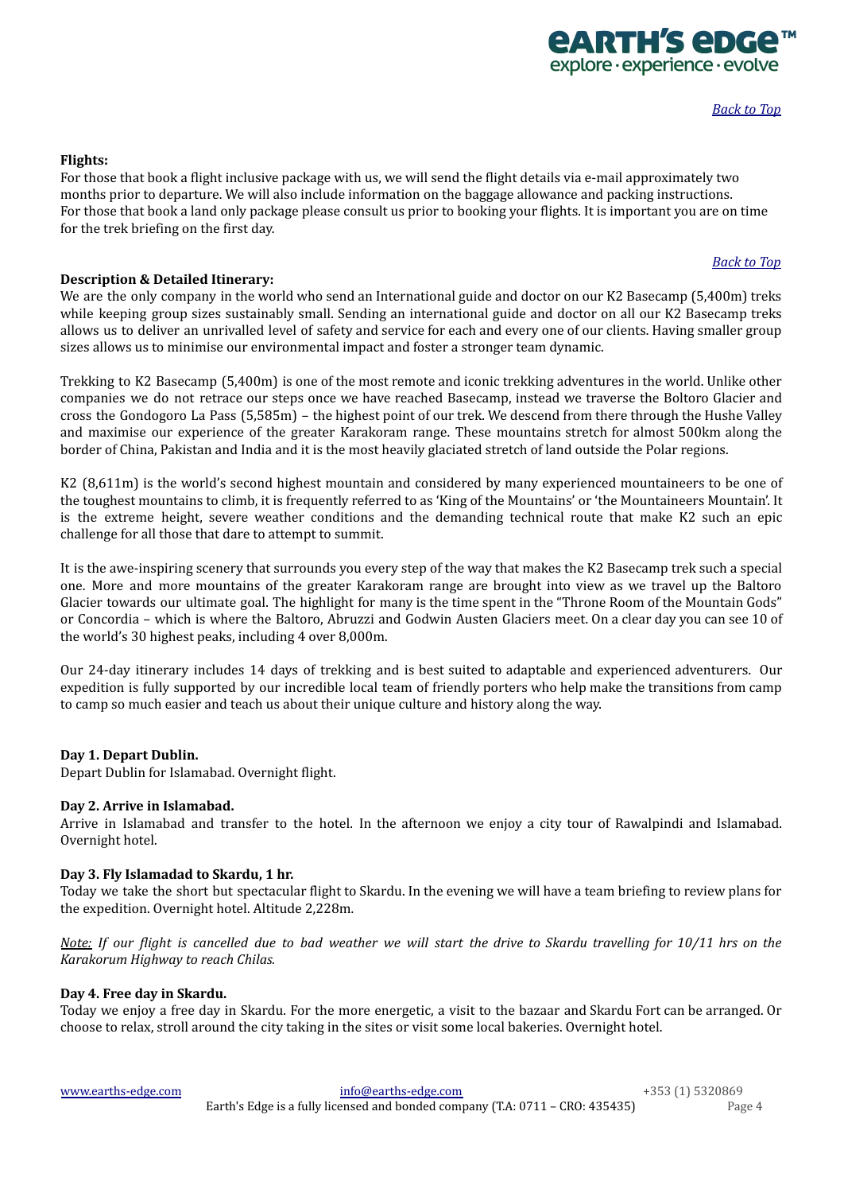[Back to Top](#)

**Flights:**

For those that book a flight inclusive package with us, we will send the flight details via e-mail approximately two months prior to departure. We will also include information on the baggage allowance and packing instructions.
For those that book a land only package please consult us prior to booking your flights. It is important you are on time for the trek briefing on the first day.

[Back to Top](#)

**Description & Detailed Itinerary:**

We are the only company in the world who send an International guide and doctor on our K2 Basecamp (5,400m) treks while keeping group sizes sustainably small. Sending an international guide and doctor on all our K2 Basecamp treks allows us to deliver an unrivalled level of safety and service for each and every one of our clients. Having smaller group sizes allows us to minimise our environmental impact and foster a stronger team dynamic.

Trekking to K2 Basecamp (5,400m) is one of the most remote and iconic trekking adventures in the world. Unlike other companies we do not retrace our steps once we have reached Basecamp, instead we traverse the Boltoro Glacier and cross the Gondogoro La Pass (5,585m) – the highest point of our trek. We descend from there through the Hushe Valley and maximise our experience of the greater Karakoram range. These mountains stretch for almost 500km along the border of China, Pakistan and India and it is the most heavily glaciated stretch of land outside the Polar regions.

K2 (8,611m) is the world's second highest mountain and considered by many experienced mountaineers to be one of the toughest mountains to climb, it is frequently referred to as 'King of the Mountains' or 'the Mountaineers Mountain'. It is the extreme height, severe weather conditions and the demanding technical route that make K2 such an epic challenge for all those that dare to attempt to summit.

It is the awe-inspiring scenery that surrounds you every step of the way that makes the K2 Basecamp trek such a special one. More and more mountains of the greater Karakoram range are brought into view as we travel up the Baltoro Glacier towards our ultimate goal. The highlight for many is the time spent in the "Throne Room of the Mountain Gods" or Concordia – which is where the Baltoro, Abruzzi and Godwin Austen Glaciers meet. On a clear day you can see 10 of the world's 30 highest peaks, including 4 over 8,000m.

Our 24-day itinerary includes 14 days of trekking and is best suited to adaptable and experienced adventurers. Our expedition is fully supported by our incredible local team of friendly porters who help make the transitions from camp to camp so much easier and teach us about their unique culture and history along the way.

**Day 1. Depart Dublin.**

Depart Dublin for Islamabad. Overnight flight.

**Day 2. Arrive in Islamabad.**

Arrive in Islamabad and transfer to the hotel. In the afternoon we enjoy a city tour of Rawalpindi and Islamabad. Overnight hotel.

**Day 3. Fly Islamadad to Skardu, 1 hr.**

Today we take the short but spectacular flight to Skardu. In the evening we will have a team briefing to review plans for the expedition. Overnight hotel. Altitude 2,228m.

*Note: If our flight is cancelled due to bad weather we will start the drive to Skardu travelling for 10/11 hrs on the Karakorum Highway to reach Chilas.*

**Day 4. Free day in Skardu.**

Today we enjoy a free day in Skardu. For the more energetic, a visit to the bazaar and Skardu Fort can be arranged. Or choose to relax, stroll around the city taking in the sites or visit some local bakeries. Overnight hotel.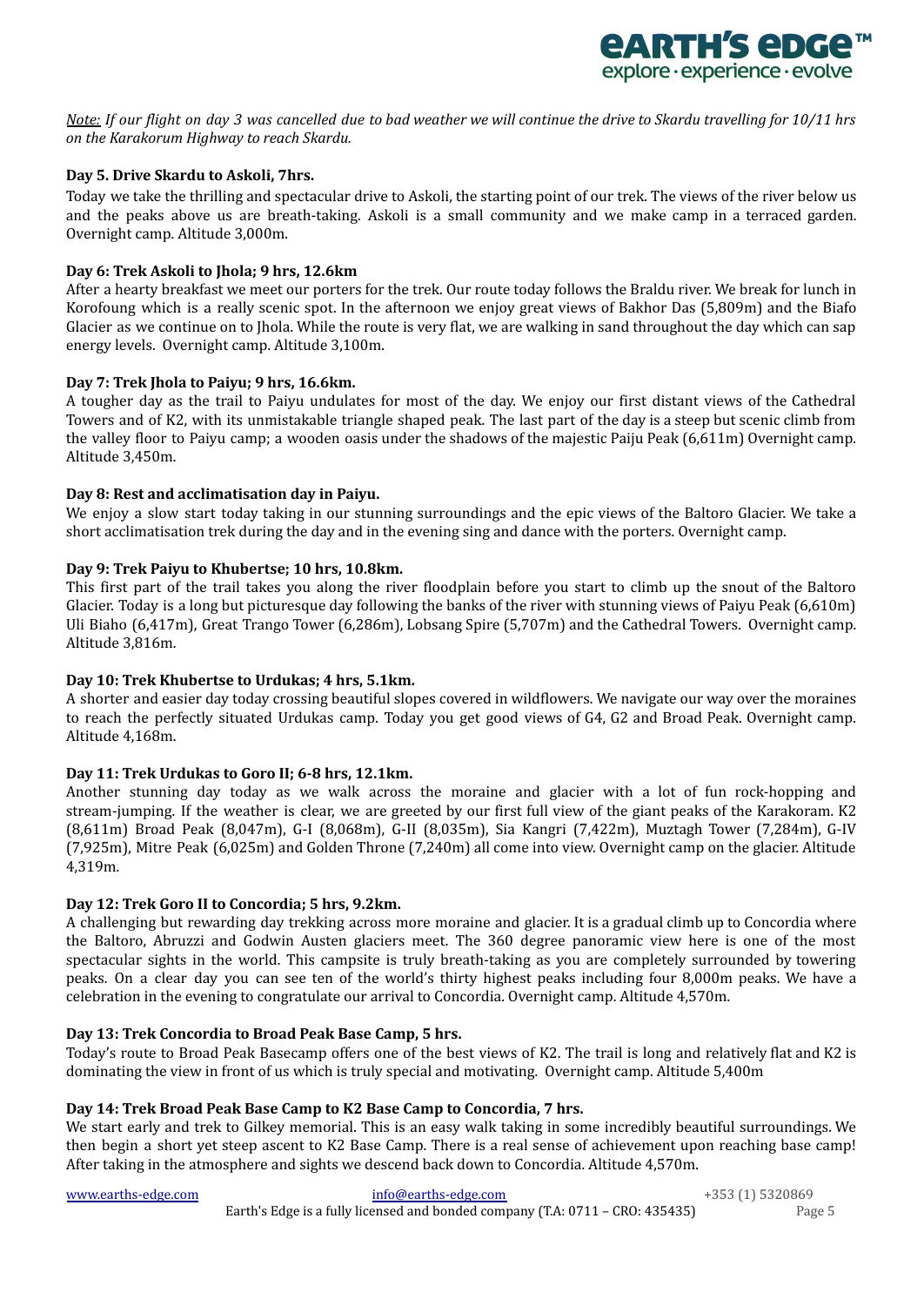*Note: If our flight on day 3 was cancelled due to bad weather we will continue the drive to Skardu travelling for 10/11 hrs on the Karakorum Highway to reach Skardu.*

**Day 5. Drive Skardu to Askoli, 7hrs.**

Today we take the thrilling and spectacular drive to Askoli, the starting point of our trek. The views of the river below us and the peaks above us are breath-taking. Askoli is a small community and we make camp in a terraced garden. Overnight camp. Altitude 3,000m.

**Day 6: Trek Askoli to Jhola; 9 hrs, 12.6km**

After a hearty breakfast we meet our porters for the trek. Our route today follows the Braldu river. We break for lunch in Korofoung which is a really scenic spot. In the afternoon we enjoy great views of Bakhor Das (5,809m) and the Biafo Glacier as we continue on to Jhola. While the route is very flat, we are walking in sand throughout the day which can sap energy levels. Overnight camp. Altitude 3,100m.

**Day 7: Trek Jhola to Paiyu; 9 hrs, 16.6km.**

A tougher day as the trail to Paiyu undulates for most of the day. We enjoy our first distant views of the Cathedral Towers and of K2, with its unmistakable triangle shaped peak. The last part of the day is a steep but scenic climb from the valley floor to Paiyu camp; a wooden oasis under the shadows of the majestic Paiju Peak (6,611m) Overnight camp. Altitude 3,450m.

**Day 8: Rest and acclimatisation day in Paiyu.**

We enjoy a slow start today taking in our stunning surroundings and the epic views of the Baltoro Glacier. We take a short acclimatisation trek during the day and in the evening sing and dance with the porters. Overnight camp.

**Day 9: Trek Paiyu to Khubertse; 10 hrs, 10.8km.**

This first part of the trail takes you along the river floodplain before you start to climb up the snout of the Baltoro Glacier. Today is a long but picturesque day following the banks of the river with stunning views of Paiyu Peak (6,610m) Uli Biaho (6,417m), Great Trango Tower (6,286m), Lobsang Spire (5,707m) and the Cathedral Towers. Overnight camp. Altitude 3,816m.

**Day 10: Trek Khubertse to Urdukas; 4 hrs, 5.1km.**

A shorter and easier day today crossing beautiful slopes covered in wildflowers. We navigate our way over the moraines to reach the perfectly situated Urdukas camp. Today you get good views of G4, G2 and Broad Peak. Overnight camp. Altitude 4,168m.

**Day 11: Trek Urdukas to Goro II; 6-8 hrs, 12.1km.**

Another stunning day today as we walk across the moraine and glacier with a lot of fun rock-hopping and stream-jumping. If the weather is clear, we are greeted by our first full view of the giant peaks of the Karakoram. K2 (8,611m) Broad Peak (8,047m), G-I (8,068m), G-II (8,035m), Sia Kangri (7,422m), Muztagh Tower (7,284m), G-IV (7,925m), Mitre Peak (6,025m) and Golden Throne (7,240m) all come into view. Overnight camp on the glacier. Altitude 4,319m.

**Day 12: Trek Goro II to Concordia; 5 hrs, 9.2km.**

A challenging but rewarding day trekking across more moraine and glacier. It is a gradual climb up to Concordia where the Baltoro, Abruzzi and Godwin Austen glaciers meet. The 360 degree panoramic view here is one of the most spectacular sights in the world. This campsite is truly breath-taking as you are completely surrounded by towering peaks. On a clear day you can see ten of the world's thirty highest peaks including four 8,000m peaks. We have a celebration in the evening to congratulate our arrival to Concordia. Overnight camp. Altitude 4,570m.

**Day 13: Trek Concordia to Broad Peak Base Camp, 5 hrs.**

Today's route to Broad Peak Basecamp offers one of the best views of K2. The trail is long and relatively flat and K2 is dominating the view in front of us which is truly special and motivating. Overnight camp. Altitude 5,400m

**Day 14: Trek Broad Peak Base Camp to K2 Base Camp to Concordia, 7 hrs.**

We start early and trek to Gilkey memorial. This is an easy walk taking in some incredibly beautiful surroundings. We then begin a short yet steep ascent to K2 Base Camp. There is a real sense of achievement upon reaching base camp! After taking in the atmosphere and sights we descend back down to Concordia. Altitude 4,570m.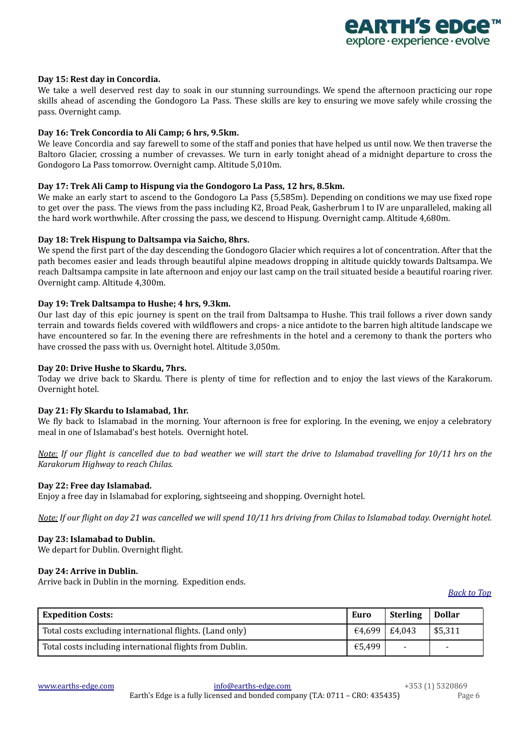**Day 15: Rest day in Concordia.**
We take a well deserved rest day to soak in our stunning surroundings. We spend the afternoon practicing our rope skills ahead of ascending the Gondogoro La Pass. These skills are key to ensuring we move safely while crossing the pass. Overnight camp.

**Day 16: Trek Concordia to Ali Camp; 6 hrs, 9.5km.**
We leave Concordia and say farewell to some of the staff and ponies that have helped us until now. We then traverse the Baltoro Glacier, crossing a number of crevasses. We turn in early tonight ahead of a midnight departure to cross the Gondogoro La Pass tomorrow. Overnight camp. Altitude 5,010m.

**Day 17: Trek Ali Camp to Hispung via the Gondogoro La Pass, 12 hrs, 8.5km.**
We make an early start to ascend to the Gondogoro La Pass (5,585m). Depending on conditions we may use fixed rope to get over the pass. The views from the pass including K2, Broad Peak, Gasherbrum I to IV are unparalleled, making all the hard work worthwhile. After crossing the pass, we descend to Hispung. Overnight camp. Altitude 4,680m.

**Day 18: Trek Hispung to Daltsampa via Saicho, 8hrs.**
We spend the first part of the day descending the Gondogoro Glacier which requires a lot of concentration. After that the path becomes easier and leads through beautiful alpine meadows dropping in altitude quickly towards Daltsampa. We reach Daltsampa campsite in late afternoon and enjoy our last camp on the trail situated beside a beautiful roaring river. Overnight camp. Altitude 4,300m.

**Day 19: Trek Daltsampa to Hushe; 4 hrs, 9.3km.**
Our last day of this epic journey is spent on the trail from Daltsampa to Hushe. This trail follows a river down sandy terrain and towards fields covered with wildflowers and crops- a nice antidote to the barren high altitude landscape we have encountered so far. In the evening there are refreshments in the hotel and a ceremony to thank the porters who have crossed the pass with us. Overnight hotel. Altitude 3,050m.

**Day 20: Drive Hushe to Skardu, 7hrs.**
Today we drive back to Skardu. There is plenty of time for reflection and to enjoy the last views of the Karakorum. Overnight hotel.

**Day 21: Fly Skardu to Islamabad, 1hr.**
We fly back to Islamabad in the morning. Your afternoon is free for exploring. In the evening, we enjoy a celebratory meal in one of Islamabad's best hotels. Overnight hotel.

*Note: If our flight is cancelled due to bad weather we will start the drive to Islamabad travelling for 10/11 hrs on the Karakorum Highway to reach Chilas.*

**Day 22: Free day Islamabad.**
Enjoy a free day in Islamabad for exploring, sightseeing and shopping. Overnight hotel.

*Note: If our flight on day 21 was cancelled we will spend 10/11 hrs driving from Chilas to Islamabad today. Overnight hotel.*

**Day 23: Islamabad to Dublin.**
We depart for Dublin. Overnight flight.

**Day 24: Arrive in Dublin.**
Arrive back in Dublin in the morning. Expedition ends.

*Back to Top*

| Expedition Costs: | Euro | Sterling | Dollar |
|---|---|---|---|
| Total costs excluding international flights. (Land only) | €4,699 | £4,043 | $5,311 |
| Total costs including international flights from Dublin. | €5,499 | - | - |

www.earths-edge.com info@earths-edge.com +353 (1) 5320869
Earth's Edge is a fully licensed and bonded company (T.A: 0711 – CRO: 435435)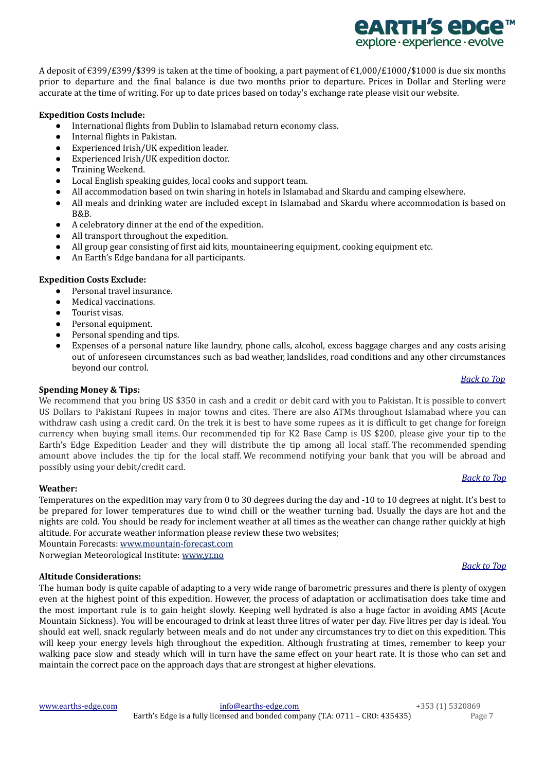A deposit of €399/£399/$399 is taken at the time of booking, a part payment of €1,000/£1000/$1000 is due six months prior to departure and the final balance is due two months prior to departure. Prices in Dollar and Sterling were accurate at the time of writing. For up to date prices based on today's exchange rate please visit our website.

**Expedition Costs Include:**

- International flights from Dublin to Islamabad return economy class.
- Internal flights in Pakistan.
- Experienced Irish/UK expedition leader.
- Experienced Irish/UK expedition doctor.
- Training Weekend.
- Local English speaking guides, local cooks and support team.
- All accommodation based on twin sharing in hotels in Islamabad and Skardu and camping elsewhere.
- All meals and drinking water are included except in Islamabad and Skardu where accommodation is based on B&B.
- A celebratory dinner at the end of the expedition.
- All transport throughout the expedition.
- All group gear consisting of first aid kits, mountaineering equipment, cooking equipment etc.
- An Earth's Edge bandana for all participants.

**Expedition Costs Exclude:**

- Personal travel insurance.
- Medical vaccinations.
- Tourist visas.
- Personal equipment.
- Personal spending and tips.
- Expenses of a personal nature like laundry, phone calls, alcohol, excess baggage charges and any costs arising out of unforeseen circumstances such as bad weather, landslides, road conditions and any other circumstances beyond our control.

*Back to Top*

**Spending Money & Tips:**

We recommend that you bring US $350 in cash and a credit or debit card with you to Pakistan. It is possible to convert US Dollars to Pakistani Rupees in major towns and cites. There are also ATMs throughout Islamabad where you can withdraw cash using a credit card. On the trek it is best to have some rupees as it is difficult to get change for foreign currency when buying small items. Our recommended tip for K2 Base Camp is US $200, please give your tip to the Earth's Edge Expedition Leader and they will distribute the tip among all local staff. The recommended spending amount above includes the tip for the local staff. We recommend notifying your bank that you will be abroad and possibly using your debit/credit card.

*Back to Top*

**Weather:**

Temperatures on the expedition may vary from 0 to 30 degrees during the day and -10 to 10 degrees at night. It's best to be prepared for lower temperatures due to wind chill or the weather turning bad. Usually the days are hot and the nights are cold. You should be ready for inclement weather at all times as the weather can change rather quickly at high altitude. For accurate weather information please review these two websites;

Mountain Forecasts: www.mountain-forecast.com

Norwegian Meteorological Institute: www.yr.no

*Back to Top*

**Altitude Considerations:**

The human body is quite capable of adapting to a very wide range of barometric pressures and there is plenty of oxygen even at the highest point of this expedition. However, the process of adaptation or acclimatisation does take time and the most important rule is to gain height slowly. Keeping well hydrated is also a huge factor in avoiding AMS (Acute Mountain Sickness). You will be encouraged to drink at least three litres of water per day. Five litres per day is ideal. You should eat well, snack regularly between meals and do not under any circumstances try to diet on this expedition. This will keep your energy levels high throughout the expedition. Although frustrating at times, remember to keep your walking pace slow and steady which will in turn have the same effect on your heart rate. It is those who can set and maintain the correct pace on the approach days that are strongest at higher elevations.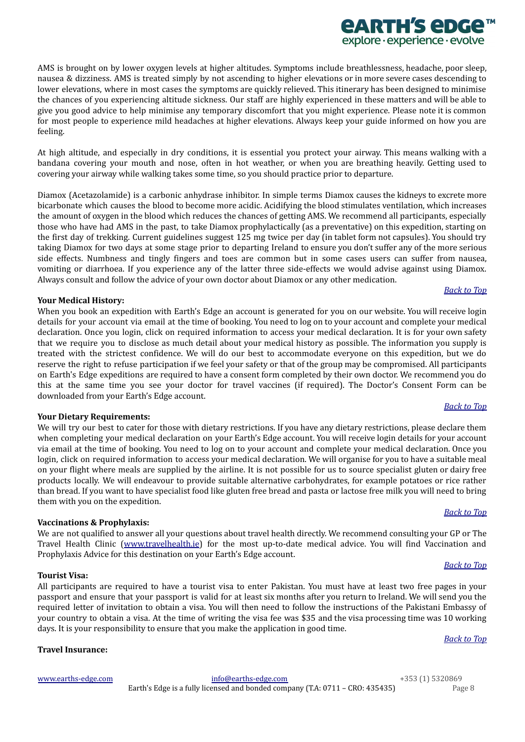AMS is brought on by lower oxygen levels at higher altitudes. Symptoms include breathlessness, headache, poor sleep, nausea & dizziness. AMS is treated simply by not ascending to higher elevations or in more severe cases descending to lower elevations, where in most cases the symptoms are quickly relieved. This itinerary has been designed to minimise the chances of you experiencing altitude sickness. Our staff are highly experienced in these matters and will be able to give you good advice to help minimise any temporary discomfort that you might experience. Please note it is common for most people to experience mild headaches at higher elevations. Always keep your guide informed on how you are feeling.

At high altitude, and especially in dry conditions, it is essential you protect your airway. This means walking with a bandana covering your mouth and nose, often in hot weather, or when you are breathing heavily. Getting used to covering your airway while walking takes some time, so you should practice prior to departure.

Diamox (Acetazolamide) is a carbonic anhydrase inhibitor. In simple terms Diamox causes the kidneys to excrete more bicarbonate which causes the blood to become more acidic. Acidifying the blood stimulates ventilation, which increases the amount of oxygen in the blood which reduces the chances of getting AMS. We recommend all participants, especially those who have had AMS in the past, to take Diamox prophylactically (as a preventative) on this expedition, starting on the first day of trekking. Current guidelines suggest 125 mg twice per day (in tablet form not capsules). You should try taking Diamox for two days at some stage prior to departing Ireland to ensure you don't suffer any of the more serious side effects. Numbness and tingly fingers and toes are common but in some cases users can suffer from nausea, vomiting or diarrhoea. If you experience any of the latter three side-effects we would advise against using Diamox. Always consult and follow the advice of your own doctor about Diamox or any other medication.

*Back to Top*

**Your Medical History:**

When you book an expedition with Earth's Edge an account is generated for you on our website. You will receive login details for your account via email at the time of booking. You need to log on to your account and complete your medical declaration. Once you login, click on required information to access your medical declaration. It is for your own safety that we require you to disclose as much detail about your medical history as possible. The information you supply is treated with the strictest confidence. We will do our best to accommodate everyone on this expedition, but we do reserve the right to refuse participation if we feel your safety or that of the group may be compromised. All participants on Earth's Edge expeditions are required to have a consent form completed by their own doctor. We recommend you do this at the same time you see your doctor for travel vaccines (if required). The Doctor's Consent Form can be downloaded from your Earth's Edge account.

*Back to Top*

**Your Dietary Requirements:**

We will try our best to cater for those with dietary restrictions. If you have any dietary restrictions, please declare them when completing your medical declaration on your Earth's Edge account. You will receive login details for your account via email at the time of booking. You need to log on to your account and complete your medical declaration. Once you login, click on required information to access your medical declaration. We will organise for you to have a suitable meal on your flight where meals are supplied by the airline. It is not possible for us to source specialist gluten or dairy free products locally. We will endeavour to provide suitable alternative carbohydrates, for example potatoes or rice rather than bread. If you want to have specialist food like gluten free bread and pasta or lactose free milk you will need to bring them with you on the expedition.

*Back to Top*

**Vaccinations & Prophylaxis:**

We are not qualified to answer all your questions about travel health directly. We recommend consulting your GP or The Travel Health Clinic (www.travelhealth.ie) for the most up-to-date medical advice. You will find Vaccination and Prophylaxis Advice for this destination on your Earth's Edge account.

*Back to Top*

**Tourist Visa:**

All participants are required to have a tourist visa to enter Pakistan. You must have at least two free pages in your passport and ensure that your passport is valid for at least six months after you return to Ireland. We will send you the required letter of invitation to obtain a visa. You will then need to follow the instructions of the Pakistani Embassy of your country to obtain a visa. At the time of writing the visa fee was $35 and the visa processing time was 10 working days. It is your responsibility to ensure that you make the application in good time.

*Back to Top*

**Travel Insurance:**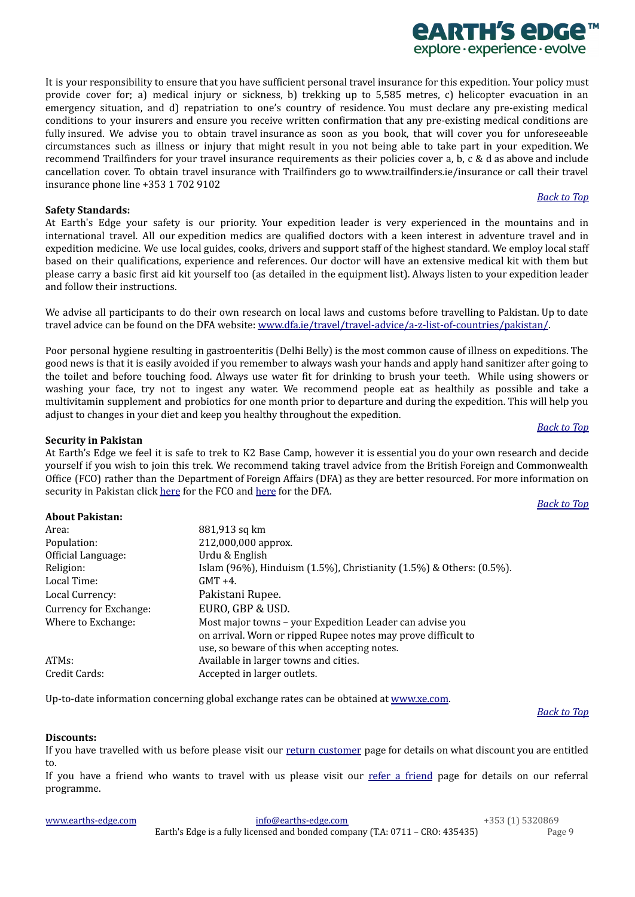It is your responsibility to ensure that you have sufficient personal travel insurance for this expedition. Your policy must provide cover for; a) medical injury or sickness, b) trekking up to 5,585 metres, c) helicopter evacuation in an emergency situation, and d) repatriation to one's country of residence. You must declare any pre-existing medical conditions to your insurers and ensure you receive written confirmation that any pre-existing medical conditions are fully insured. We advise you to obtain travel insurance as soon as you book, that will cover you for unforeseeable circumstances such as illness or injury that might result in you not being able to take part in your expedition. We recommend Trailfinders for your travel insurance requirements as their policies cover a, b, c & d as above and include cancellation cover. To obtain travel insurance with Trailfinders go to www.trailfinders.ie/insurance or call their travel insurance phone line +353 1 702 9102

*Back to Top*

**Safety Standards:**

At Earth's Edge your safety is our priority. Your expedition leader is very experienced in the mountains and in international travel. All our expedition medics are qualified doctors with a keen interest in adventure travel and in expedition medicine. We use local guides, cooks, drivers and support staff of the highest standard. We employ local staff based on their qualifications, experience and references. Our doctor will have an extensive medical kit with them but please carry a basic first aid kit yourself too (as detailed in the equipment list). Always listen to your expedition leader and follow their instructions.

We advise all participants to do their own research on local laws and customs before travelling to Pakistan. Up to date travel advice can be found on the DFA website: www.dfa.ie/travel/travel-advice/a-z-list-of-countries/pakistan/.

Poor personal hygiene resulting in gastroenteritis (Delhi Belly) is the most common cause of illness on expeditions. The good news is that it is easily avoided if you remember to always wash your hands and apply hand sanitizer after going to the toilet and before touching food. Always use water fit for drinking to brush your teeth. While using showers or washing your face, try not to ingest any water. We recommend people eat as healthily as possible and take a multivitamin supplement and probiotics for one month prior to departure and during the expedition. This will help you adjust to changes in your diet and keep you healthy throughout the expedition.

*Back to Top*

**Security in Pakistan**

At Earth's Edge we feel it is safe to trek to K2 Base Camp, however it is essential you do your own research and decide yourself if you wish to join this trek. We recommend taking travel advice from the British Foreign and Commonwealth Office (FCO) rather than the Department of Foreign Affairs (DFA) as they are better resourced. For more information on security in Pakistan click here for the FCO and here for the DFA.

*Back to Top*

**About Pakistan:**

| | |
|---|---|
| Area: | 881,913 sq km |
| Population: | 212,000,000 approx. |
| Official Language: | Urdu & English |
| Religion: | Islam (96%), Hinduism (1.5%), Christianity (1.5%) & Others: (0.5%). |
| Local Time: | GMT +4. |
| Local Currency: | Pakistani Rupee. |
| Currency for Exchange: | EURO, GBP & USD. |
| Where to Exchange: | Most major towns – your Expedition Leader can advise you on arrival. Worn or ripped Rupee notes may prove difficult to use, so beware of this when accepting notes. |
| ATMs: | Available in larger towns and cities. |
| Credit Cards: | Accepted in larger outlets. |

Up-to-date information concerning global exchange rates can be obtained at www.xe.com.

*Back to Top*

**Discounts:**

If you have travelled with us before please visit our return customer page for details on what discount you are entitled to.

If you have a friend who wants to travel with us please visit our refer a friend page for details on our referral programme.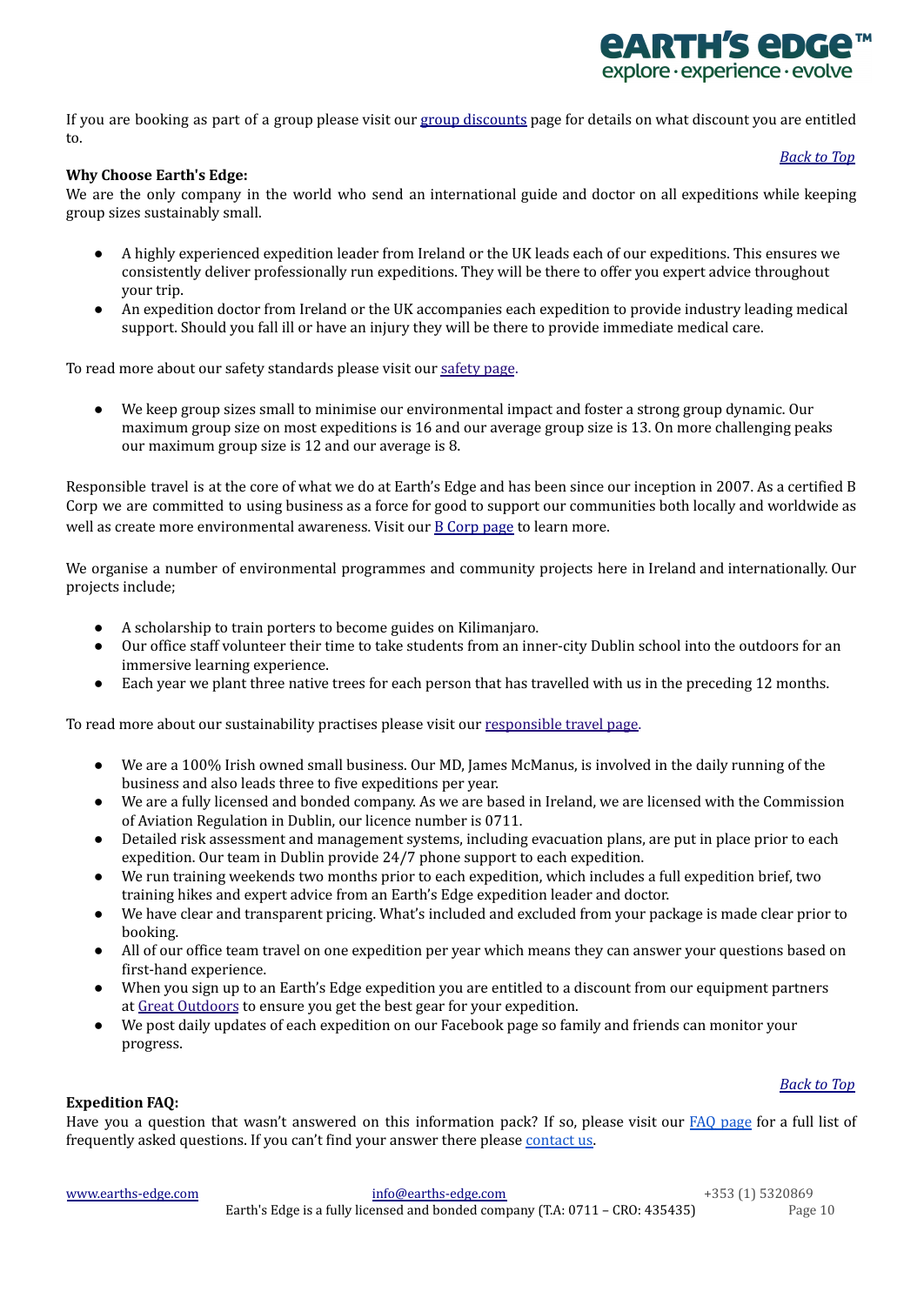If you are booking as part of a group please visit our group discounts page for details on what discount you are entitled to.

*Back to Top*

**Why Choose Earth's Edge:**

We are the only company in the world who send an international guide and doctor on all expeditions while keeping group sizes sustainably small.

- A highly experienced expedition leader from Ireland or the UK leads each of our expeditions. This ensures we consistently deliver professionally run expeditions. They will be there to offer you expert advice throughout your trip.
- An expedition doctor from Ireland or the UK accompanies each expedition to provide industry leading medical support. Should you fall ill or have an injury they will be there to provide immediate medical care.

To read more about our safety standards please visit our safety page.

- We keep group sizes small to minimise our environmental impact and foster a strong group dynamic. Our maximum group size on most expeditions is 16 and our average group size is 13. On more challenging peaks our maximum group size is 12 and our average is 8.

Responsible travel is at the core of what we do at Earth's Edge and has been since our inception in 2007. As a certified B Corp we are committed to using business as a force for good to support our communities both locally and worldwide as well as create more environmental awareness. Visit our B Corp page to learn more.

We organise a number of environmental programmes and community projects here in Ireland and internationally. Our projects include;

- A scholarship to train porters to become guides on Kilimanjaro.
- Our office staff volunteer their time to take students from an inner-city Dublin school into the outdoors for an immersive learning experience.
- Each year we plant three native trees for each person that has travelled with us in the preceding 12 months.

To read more about our sustainability practises please visit our responsible travel page.

- We are a 100% Irish owned small business. Our MD, James McManus, is involved in the daily running of the business and also leads three to five expeditions per year.
- We are a fully licensed and bonded company. As we are based in Ireland, we are licensed with the Commission of Aviation Regulation in Dublin, our licence number is 0711.
- Detailed risk assessment and management systems, including evacuation plans, are put in place prior to each expedition. Our team in Dublin provide 24/7 phone support to each expedition.
- We run training weekends two months prior to each expedition, which includes a full expedition brief, two training hikes and expert advice from an Earth's Edge expedition leader and doctor.
- We have clear and transparent pricing. What's included and excluded from your package is made clear prior to booking.
- All of our office team travel on one expedition per year which means they can answer your questions based on first-hand experience.
- When you sign up to an Earth's Edge expedition you are entitled to a discount from our equipment partners at Great Outdoors to ensure you get the best gear for your expedition.
- We post daily updates of each expedition on our Facebook page so family and friends can monitor your progress.

*Back to Top*

**Expedition FAQ:**

Have you a question that wasn't answered on this information pack? If so, please visit our FAQ page for a full list of frequently asked questions. If you can't find your answer there please contact us.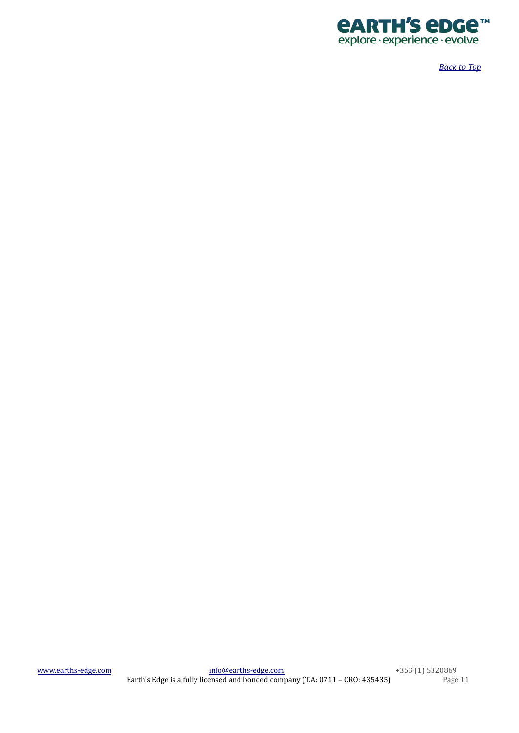*[Back to Top](#)*